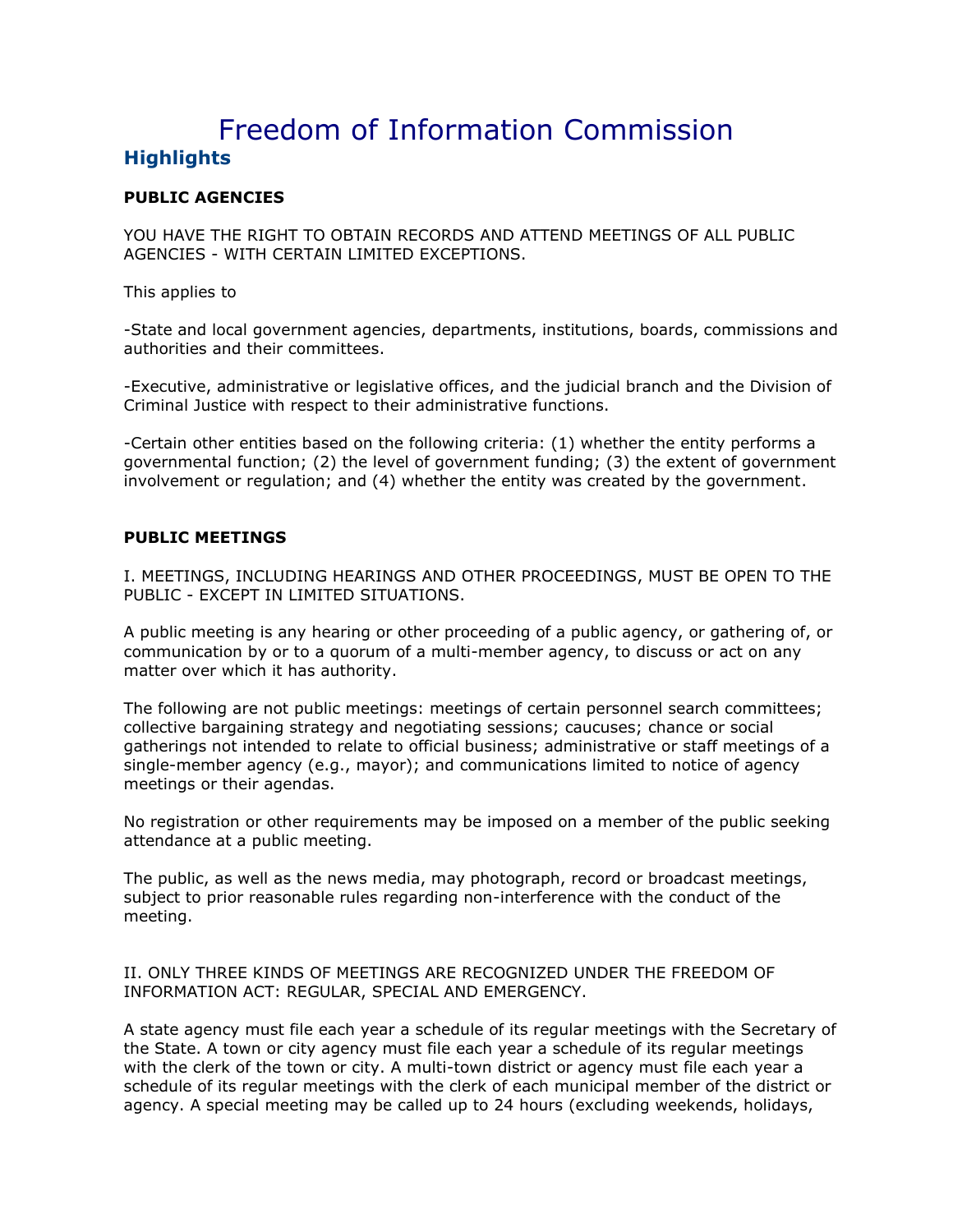# Freedom of Information Commission

## Highlights

**PUBLIC AGENCIES**

YOU HAVE THE RIGHT TO OBTAIN RECORDS AND ATTEND MEETINGS OF ALL PUBLIC AGENCIES - WITH CERTAIN LIMITED EXCEPTIONS.

This applies to

-State and local government agencies, departments, institutions, boards, commissions and authorities and their committees.

-Executive, administrative or legislative offices, and the judicial branch and the Division of Criminal Justice with respect to their administrative functions.

-Certain other entities based on the following criteria: (1) whether the entity performs a governmental function; (2) the level of government funding; (3) the extent of government involvement or regulation; and (4) whether the entity was created by the government.

**PUBLIC MEETINGS**

I. MEETINGS, INCLUDING HEARINGS AND OTHER PROCEEDINGS, MUST BE OPEN TO THE PUBLIC - EXCEPT IN LIMITED SITUATIONS.

A public meeting is any hearing or other proceeding of a public agency, or gathering of, or communication by or to a quorum of a multi-member agency, to discuss or act on any matter over which it has authority.

The following are not public meetings: meetings of certain personnel search committees; collective bargaining strategy and negotiating sessions; caucuses; chance or social gatherings not intended to relate to official business; administrative or staff meetings of a single-member agency (e.g., mayor); and communications limited to notice of agency meetings or their agendas.

No registration or other requirements may be imposed on a member of the public seeking attendance at a public meeting.

The public, as well as the news media, may photograph, record or broadcast meetings, subject to prior reasonable rules regarding non-interference with the conduct of the meeting.

II. ONLY THREE KINDS OF MEETINGS ARE RECOGNIZED UNDER THE FREEDOM OF INFORMATION ACT: REGULAR, SPECIAL AND EMERGENCY.

A state agency must file each year a schedule of its regular meetings with the Secretary of the State. A town or city agency must file each year a schedule of its regular meetings with the clerk of the town or city. A multi-town district or agency must file each year a schedule of its regular meetings with the clerk of each municipal member of the district or agency. A special meeting may be called up to 24 hours (excluding weekends, holidays,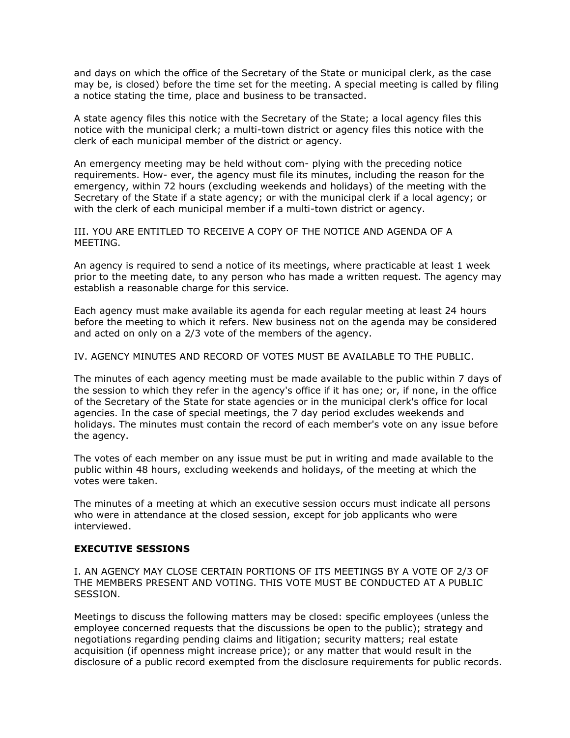and days on which the office of the Secretary of the State or municipal clerk, as the case may be, is closed) before the time set for the meeting. A special meeting is called by filing a notice stating the time, place and business to be transacted.

A state agency files this notice with the Secretary of the State; a local agency files this notice with the municipal clerk; a multi-town district or agency files this notice with the clerk of each municipal member of the district or agency.

An emergency meeting may be held without com- plying with the preceding notice requirements. How- ever, the agency must file its minutes, including the reason for the emergency, within 72 hours (excluding weekends and holidays) of the meeting with the Secretary of the State if a state agency; or with the municipal clerk if a local agency; or with the clerk of each municipal member if a multi-town district or agency.

III. YOU ARE ENTITLED TO RECEIVE A COPY OF THE NOTICE AND AGENDA OF A MEETING.

An agency is required to send a notice of its meetings, where practicable at least 1 week prior to the meeting date, to any person who has made a written request. The agency may establish a reasonable charge for this service.

Each agency must make available its agenda for each regular meeting at least 24 hours before the meeting to which it refers. New business not on the agenda may be considered and acted on only on a 2/3 vote of the members of the agency.

IV. AGENCY MINUTES AND RECORD OF VOTES MUST BE AVAILABLE TO THE PUBLIC.

The minutes of each agency meeting must be made available to the public within 7 days of the session to which they refer in the agency's office if it has one; or, if none, in the office of the Secretary of the State for state agencies or in the municipal clerk's office for local agencies. In the case of special meetings, the 7 day period excludes weekends and holidays. The minutes must contain the record of each member's vote on any issue before the agency.

The votes of each member on any issue must be put in writing and made available to the public within 48 hours, excluding weekends and holidays, of the meeting at which the votes were taken.

The minutes of a meeting at which an executive session occurs must indicate all persons who were in attendance at the closed session, except for job applicants who were interviewed.

**EXECUTIVE SESSIONS**

I. AN AGENCY MAY CLOSE CERTAIN PORTIONS OF ITS MEETINGS BY A VOTE OF 2/3 OF THE MEMBERS PRESENT AND VOTING. THIS VOTE MUST BE CONDUCTED AT A PUBLIC SESSION.

Meetings to discuss the following matters may be closed: specific employees (unless the employee concerned requests that the discussions be open to the public); strategy and negotiations regarding pending claims and litigation; security matters; real estate acquisition (if openness might increase price); or any matter that would result in the disclosure of a public record exempted from the disclosure requirements for public records.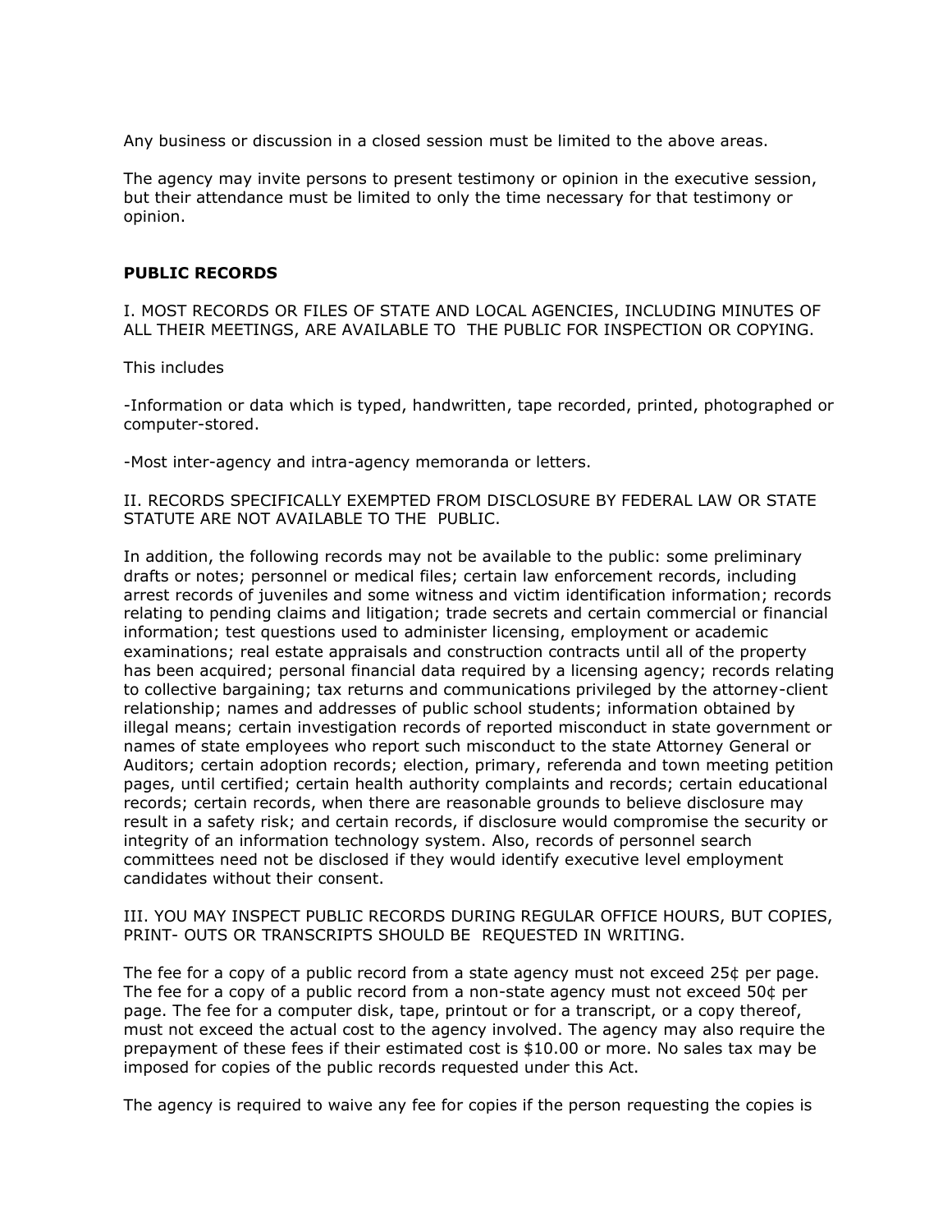Any business or discussion in a closed session must be limited to the above areas.

The agency may invite persons to present testimony or opinion in the executive session, but their attendance must be limited to only the time necessary for that testimony or opinion.

## PUBLIC RECORDS

I. MOST RECORDS OR FILES OF STATE AND LOCAL AGENCIES, INCLUDING MINUTES OF ALL THEIR MEETINGS, ARE AVAILABLE TO THE PUBLIC FOR INSPECTION OR COPYING.

This includes

-Information or data which is typed, handwritten, tape recorded, printed, photographed or computer-stored.

-Most inter-agency and intra-agency memoranda or letters.

II. RECORDS SPECIFICALLY EXEMPTED FROM DISCLOSURE BY FEDERAL LAW OR STATE STATUTE ARE NOT AVAILABLE TO THE PUBLIC.

In addition, the following records may not be available to the public: some preliminary drafts or notes; personnel or medical files; certain law enforcement records, including arrest records of juveniles and some witness and victim identification information; records relating to pending claims and litigation; trade secrets and certain commercial or financial information; test questions used to administer licensing, employment or academic examinations; real estate appraisals and construction contracts until all of the property has been acquired; personal financial data required by a licensing agency; records relating to collective bargaining; tax returns and communications privileged by the attorney-client relationship; names and addresses of public school students; information obtained by illegal means; certain investigation records of reported misconduct in state government or names of state employees who report such misconduct to the state Attorney General or Auditors; certain adoption records; election, primary, referenda and town meeting petition pages, until certified; certain health authority complaints and records; certain educational records; certain records, when there are reasonable grounds to believe disclosure may result in a safety risk; and certain records, if disclosure would compromise the security or integrity of an information technology system. Also, records of personnel search committees need not be disclosed if they would identify executive level employment candidates without their consent.

III. YOU MAY INSPECT PUBLIC RECORDS DURING REGULAR OFFICE HOURS, BUT COPIES, PRINT- OUTS OR TRANSCRIPTS SHOULD BE REQUESTED IN WRITING.

The fee for a copy of a public record from a state agency must not exceed 25¢ per page. The fee for a copy of a public record from a non-state agency must not exceed 50¢ per page. The fee for a computer disk, tape, printout or for a transcript, or a copy thereof, must not exceed the actual cost to the agency involved. The agency may also require the prepayment of these fees if their estimated cost is $10.00 or more. No sales tax may be imposed for copies of the public records requested under this Act.

The agency is required to waive any fee for copies if the person requesting the copies is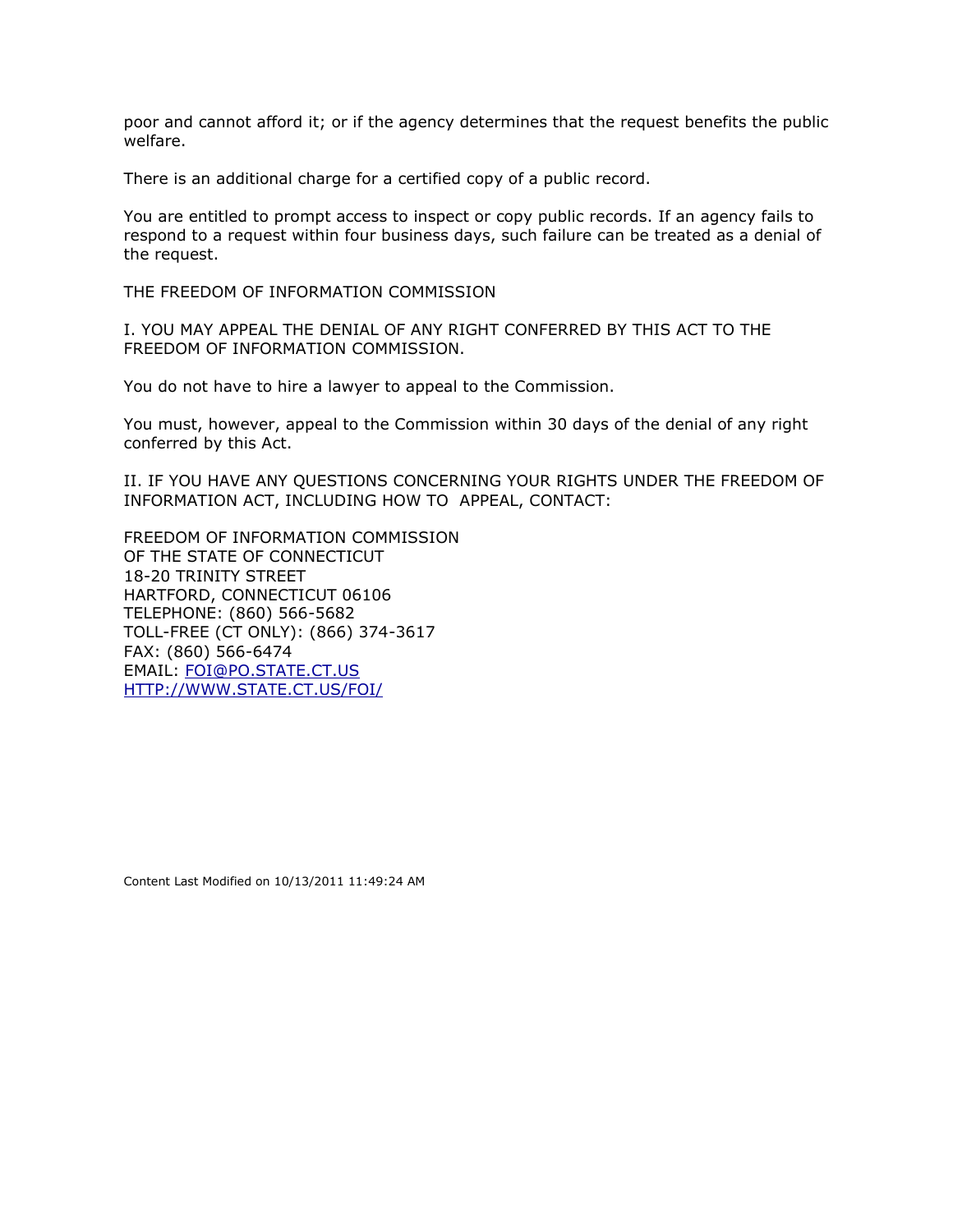poor and cannot afford it; or if the agency determines that the request benefits the public welfare.

There is an additional charge for a certified copy of a public record.

You are entitled to prompt access to inspect or copy public records. If an agency fails to respond to a request within four business days, such failure can be treated as a denial of the request.

## THE FREEDOM OF INFORMATION COMMISSION

I. YOU MAY APPEAL THE DENIAL OF ANY RIGHT CONFERRED BY THIS ACT TO THE FREEDOM OF INFORMATION COMMISSION.

You do not have to hire a lawyer to appeal to the Commission.

You must, however, appeal to the Commission within 30 days of the denial of any right conferred by this Act.

II. IF YOU HAVE ANY QUESTIONS CONCERNING YOUR RIGHTS UNDER THE FREEDOM OF INFORMATION ACT, INCLUDING HOW TO APPEAL, CONTACT:

FREEDOM OF INFORMATION COMMISSION
OF THE STATE OF CONNECTICUT
18-20 TRINITY STREET
HARTFORD, CONNECTICUT 06106
TELEPHONE: (860) 566-5682
TOLL-FREE (CT ONLY): (866) 374-3617
FAX: (860) 566-6474
EMAIL: FOI@PO.STATE.CT.US
HTTP://WWW.STATE.CT.US/FOI/

Content Last Modified on 10/13/2011 11:49:24 AM